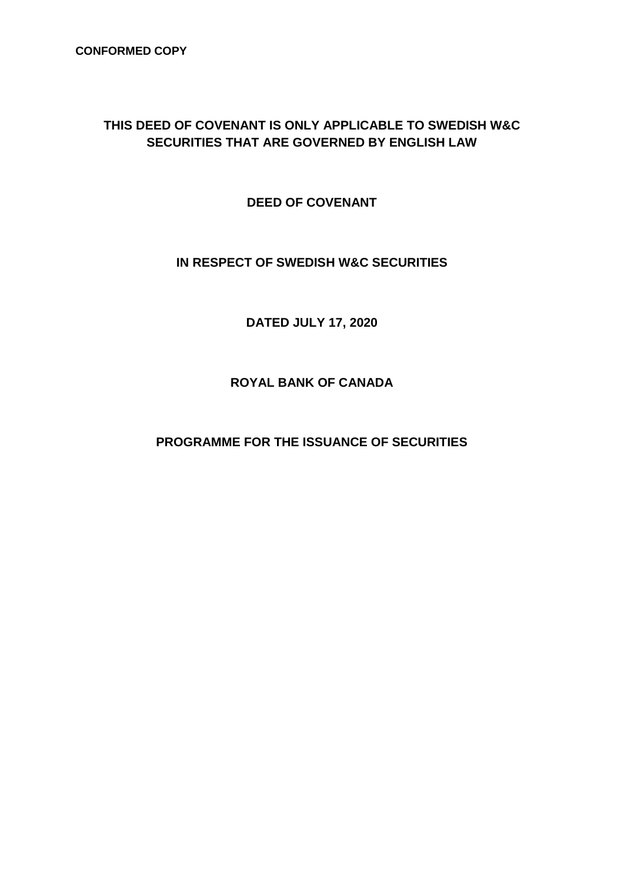**CONFORMED COPY**

**THIS DEED OF COVENANT IS ONLY APPLICABLE TO SWEDISH W&C SECURITIES THAT ARE GOVERNED BY ENGLISH LAW**

# DEED OF COVENANT

## IN RESPECT OF SWEDISH W&C SECURITIES

**DATED JULY 17, 2020**

**ROYAL BANK OF CANADA**

**PROGRAMME FOR THE ISSUANCE OF SECURITIES**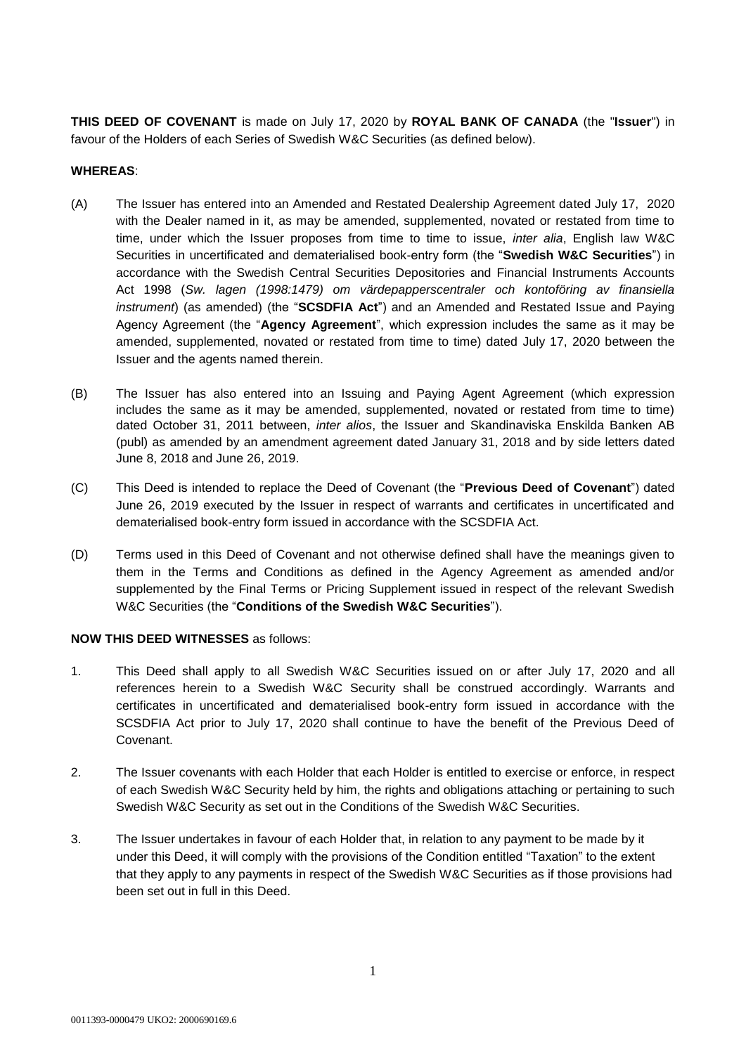**THIS DEED OF COVENANT** is made on July 17, 2020 by **ROYAL BANK OF CANADA** (the "**Issuer**") in favour of the Holders of each Series of Swedish W&C Securities (as defined below).

**WHEREAS**:

(A) The Issuer has entered into an Amended and Restated Dealership Agreement dated July 17, 2020 with the Dealer named in it, as may be amended, supplemented, novated or restated from time to time, under which the Issuer proposes from time to time to issue, *inter alia*, English law W&C Securities in uncertificated and dematerialised book-entry form (the "**Swedish W&C Securities**") in accordance with the Swedish Central Securities Depositories and Financial Instruments Accounts Act 1998 (*Sw. lagen (1998:1479) om värdepapperscentraler och kontoföring av finansiella instrument*) (as amended) (the "**SCSDFIA Act**") and an Amended and Restated Issue and Paying Agency Agreement (the "**Agency Agreement**", which expression includes the same as it may be amended, supplemented, novated or restated from time to time) dated July 17, 2020 between the Issuer and the agents named therein.

(B) The Issuer has also entered into an Issuing and Paying Agent Agreement (which expression includes the same as it may be amended, supplemented, novated or restated from time to time) dated October 31, 2011 between, *inter alios*, the Issuer and Skandinaviska Enskilda Banken AB (publ) as amended by an amendment agreement dated January 31, 2018 and by side letters dated June 8, 2018 and June 26, 2019.

(C) This Deed is intended to replace the Deed of Covenant (the "**Previous Deed of Covenant**") dated June 26, 2019 executed by the Issuer in respect of warrants and certificates in uncertificated and dematerialised book-entry form issued in accordance with the SCSDFIA Act.

(D) Terms used in this Deed of Covenant and not otherwise defined shall have the meanings given to them in the Terms and Conditions as defined in the Agency Agreement as amended and/or supplemented by the Final Terms or Pricing Supplement issued in respect of the relevant Swedish W&C Securities (the "**Conditions of the Swedish W&C Securities**").

**NOW THIS DEED WITNESSES** as follows:

1. This Deed shall apply to all Swedish W&C Securities issued on or after July 17, 2020 and all references herein to a Swedish W&C Security shall be construed accordingly. Warrants and certificates in uncertificated and dematerialised book-entry form issued in accordance with the SCSDFIA Act prior to July 17, 2020 shall continue to have the benefit of the Previous Deed of Covenant.

2. The Issuer covenants with each Holder that each Holder is entitled to exercise or enforce, in respect of each Swedish W&C Security held by him, the rights and obligations attaching or pertaining to such Swedish W&C Security as set out in the Conditions of the Swedish W&C Securities.

3. The Issuer undertakes in favour of each Holder that, in relation to any payment to be made by it under this Deed, it will comply with the provisions of the Condition entitled "Taxation" to the extent that they apply to any payments in respect of the Swedish W&C Securities as if those provisions had been set out in full in this Deed.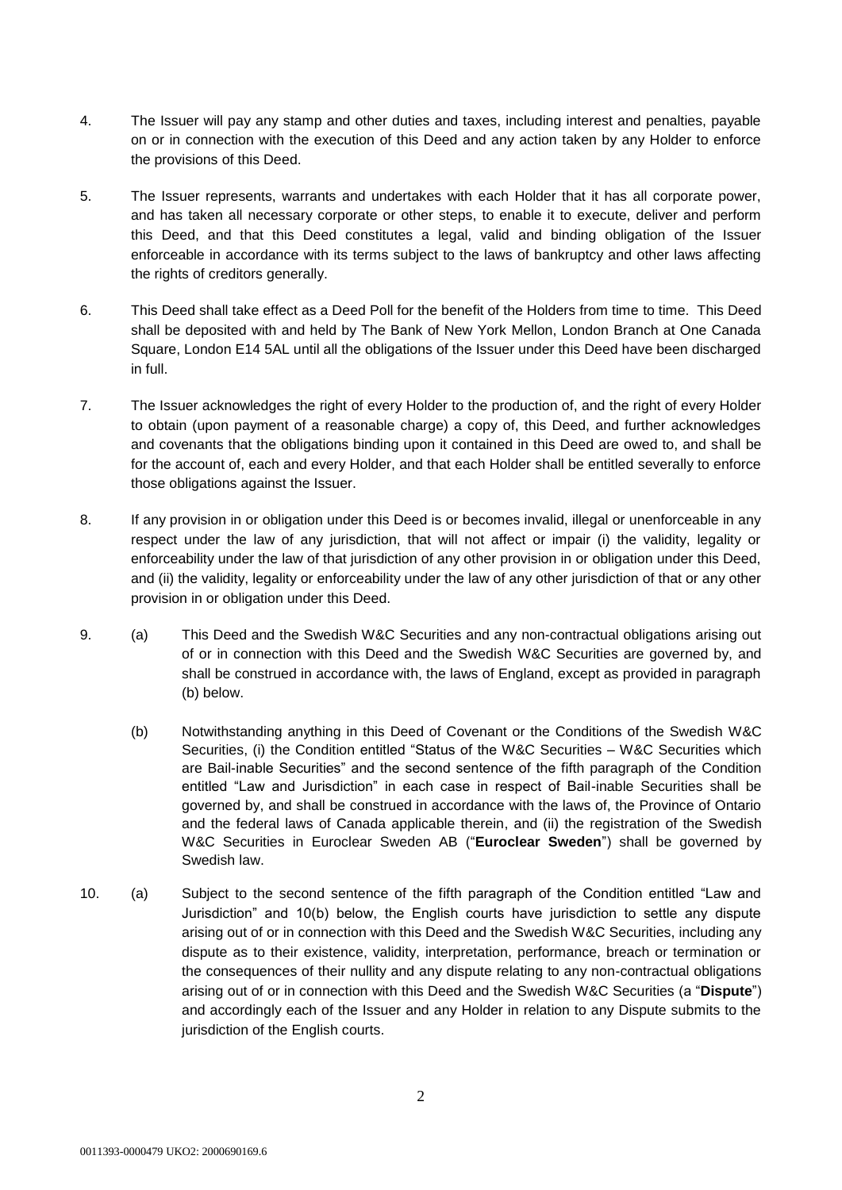4. The Issuer will pay any stamp and other duties and taxes, including interest and penalties, payable on or in connection with the execution of this Deed and any action taken by any Holder to enforce the provisions of this Deed.

5. The Issuer represents, warrants and undertakes with each Holder that it has all corporate power, and has taken all necessary corporate or other steps, to enable it to execute, deliver and perform this Deed, and that this Deed constitutes a legal, valid and binding obligation of the Issuer enforceable in accordance with its terms subject to the laws of bankruptcy and other laws affecting the rights of creditors generally.

6. This Deed shall take effect as a Deed Poll for the benefit of the Holders from time to time. This Deed shall be deposited with and held by The Bank of New York Mellon, London Branch at One Canada Square, London E14 5AL until all the obligations of the Issuer under this Deed have been discharged in full.

7. The Issuer acknowledges the right of every Holder to the production of, and the right of every Holder to obtain (upon payment of a reasonable charge) a copy of, this Deed, and further acknowledges and covenants that the obligations binding upon it contained in this Deed are owed to, and shall be for the account of, each and every Holder, and that each Holder shall be entitled severally to enforce those obligations against the Issuer.

8. If any provision in or obligation under this Deed is or becomes invalid, illegal or unenforceable in any respect under the law of any jurisdiction, that will not affect or impair (i) the validity, legality or enforceability under the law of that jurisdiction of any other provision in or obligation under this Deed, and (ii) the validity, legality or enforceability under the law of any other jurisdiction of that or any other provision in or obligation under this Deed.

9. (a) This Deed and the Swedish W&C Securities and any non-contractual obligations arising out of or in connection with this Deed and the Swedish W&C Securities are governed by, and shall be construed in accordance with, the laws of England, except as provided in paragraph (b) below.

   (b) Notwithstanding anything in this Deed of Covenant or the Conditions of the Swedish W&C Securities, (i) the Condition entitled "Status of the W&C Securities – W&C Securities which are Bail-inable Securities" and the second sentence of the fifth paragraph of the Condition entitled "Law and Jurisdiction" in each case in respect of Bail-inable Securities shall be governed by, and shall be construed in accordance with the laws of, the Province of Ontario and the federal laws of Canada applicable therein, and (ii) the registration of the Swedish W&C Securities in Euroclear Sweden AB ("**Euroclear Sweden**") shall be governed by Swedish law.

10. (a) Subject to the second sentence of the fifth paragraph of the Condition entitled "Law and Jurisdiction" and 10(b) below, the English courts have jurisdiction to settle any dispute arising out of or in connection with this Deed and the Swedish W&C Securities, including any dispute as to their existence, validity, interpretation, performance, breach or termination or the consequences of their nullity and any dispute relating to any non-contractual obligations arising out of or in connection with this Deed and the Swedish W&C Securities (a "**Dispute**") and accordingly each of the Issuer and any Holder in relation to any Dispute submits to the jurisdiction of the English courts.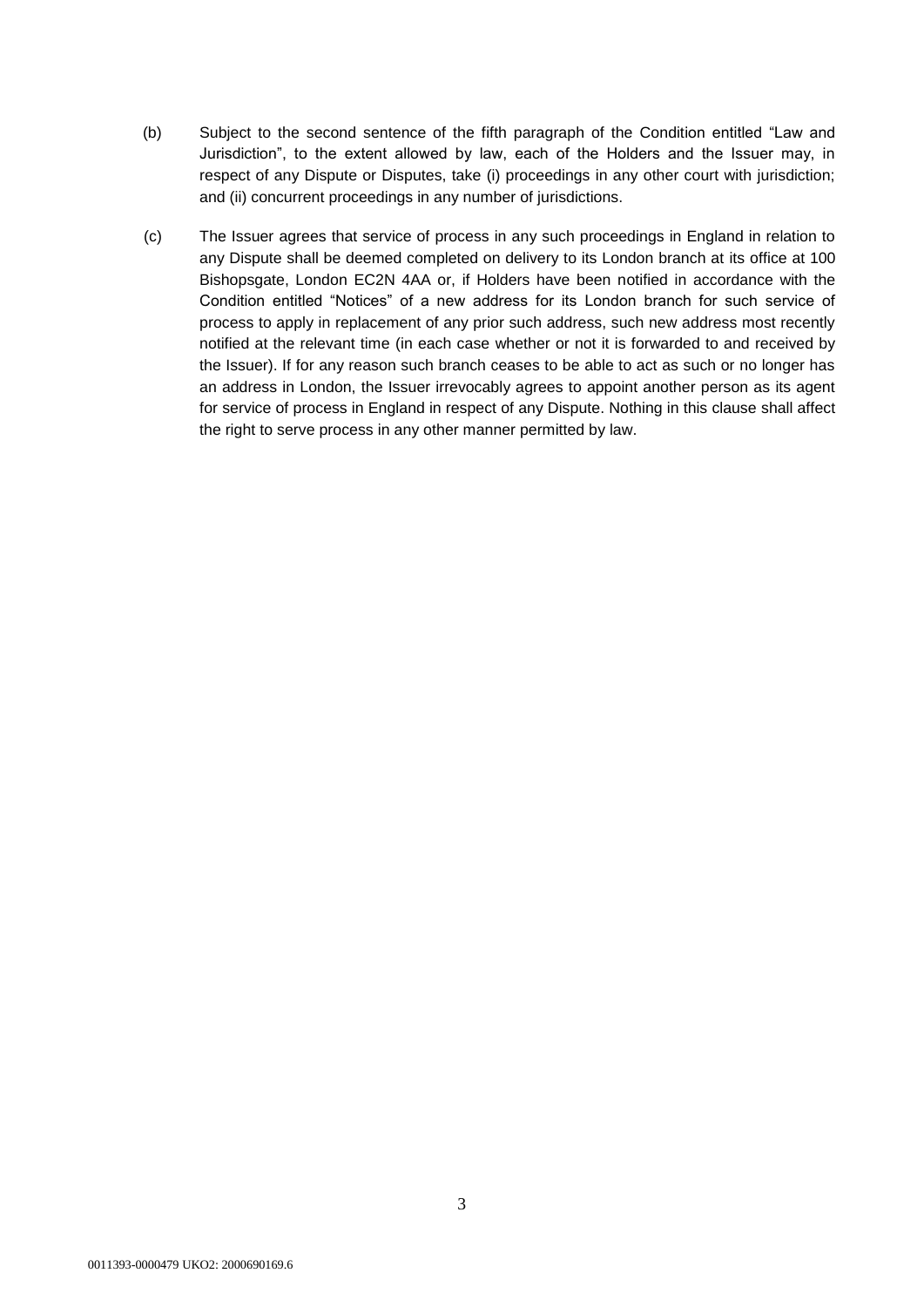(b) Subject to the second sentence of the fifth paragraph of the Condition entitled "Law and Jurisdiction", to the extent allowed by law, each of the Holders and the Issuer may, in respect of any Dispute or Disputes, take (i) proceedings in any other court with jurisdiction; and (ii) concurrent proceedings in any number of jurisdictions.

(c) The Issuer agrees that service of process in any such proceedings in England in relation to any Dispute shall be deemed completed on delivery to its London branch at its office at 100 Bishopsgate, London EC2N 4AA or, if Holders have been notified in accordance with the Condition entitled "Notices" of a new address for its London branch for such service of process to apply in replacement of any prior such address, such new address most recently notified at the relevant time (in each case whether or not it is forwarded to and received by the Issuer). If for any reason such branch ceases to be able to act as such or no longer has an address in London, the Issuer irrevocably agrees to appoint another person as its agent for service of process in England in respect of any Dispute. Nothing in this clause shall affect the right to serve process in any other manner permitted by law.

0011393-0000479 UKO2: 2000690169.6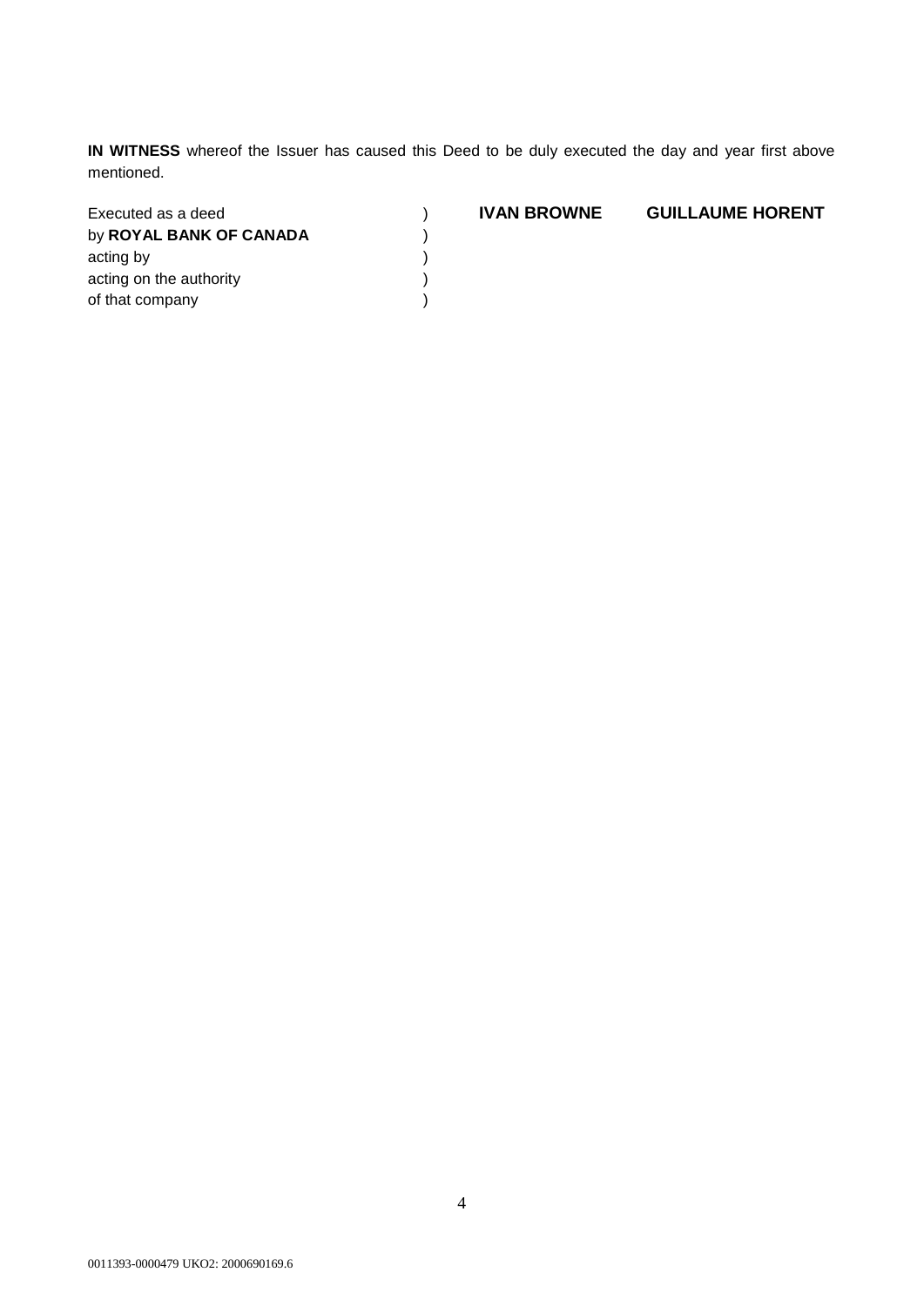**IN WITNESS** whereof the Issuer has caused this Deed to be duly executed the day and year first above mentioned.

| | | | |
|---|---|---|---|
| Executed as a deed | ) | **IVAN BROWNE** | **GUILLAUME HORENT** |
| by **ROYAL BANK OF CANADA** | ) | | |
| acting by | ) | | |
| acting on the authority | ) | | |
| of that company | ) | | |

0011393-0000479 UKO2: 2000690169.6